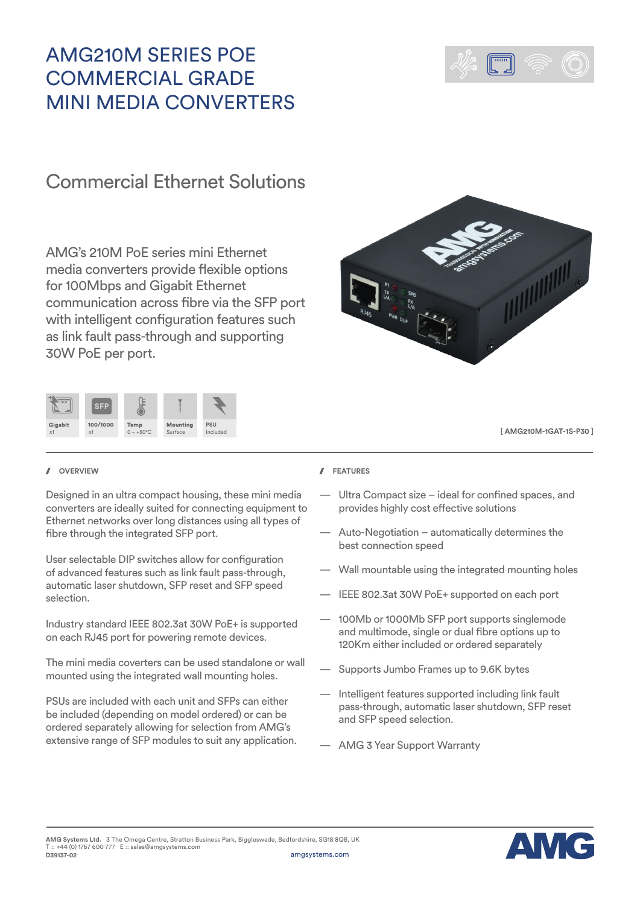# AMG210M SERIES POE COMMERCIAL GRADE MINI MEDIA CONVERTERS

## Commercial Ethernet Solutions

AMG's 210M PoE series mini Ethernet media converters provide flexible options for 100Mbps and Gigabit Ethernet communication across fibre via the SFP port with intelligent configuration features such as link fault pass-through and supporting 30W PoE per port.

| Gigabit | 100/1000 | Temp | Mounting | PSU |
|---|---|---|---|---|
| x1 | x1 | 0 – +50°C | Surface | Included |

[ AMG210M-1GAT-1S-P30 ]

### OVERVIEW

Designed in an ultra compact housing, these mini media converters are ideally suited for connecting equipment to Ethernet networks over long distances using all types of fibre through the integrated SFP port.

User selectable DIP switches allow for configuration of advanced features such as link fault pass-through, automatic laser shutdown, SFP reset and SFP speed selection.

Industry standard IEEE 802.3at 30W PoE+ is supported on each RJ45 port for powering remote devices.

The mini media coverters can be used standalone or wall mounted using the integrated wall mounting holes.

PSUs are included with each unit and SFPs can either be included (depending on model ordered) or can be ordered separately allowing for selection from AMG's extensive range of SFP modules to suit any application.

### FEATURES

- Ultra Compact size – ideal for confined spaces, and provides highly cost effective solutions
- Auto-Negotiation – automatically determines the best connection speed
- Wall mountable using the integrated mounting holes
- IEEE 802.3at 30W PoE+ supported on each port
- 100Mb or 1000Mb SFP port supports singlemode and multimode, single or dual fibre options up to 120Km either included or ordered separately
- Supports Jumbo Frames up to 9.6K bytes
- Intelligent features supported including link fault pass-through, automatic laser shutdown, SFP reset and SFP speed selection.
- AMG 3 Year Support Warranty

**AMG Systems Ltd.** 3 The Omega Centre, Stratton Business Park, Biggleswade, Bedfordshire, SG18 8QB, UK
T :: +44 (0) 1767 600 777 E :: sales@amgsystems.com
D39137-02 amgsystems.com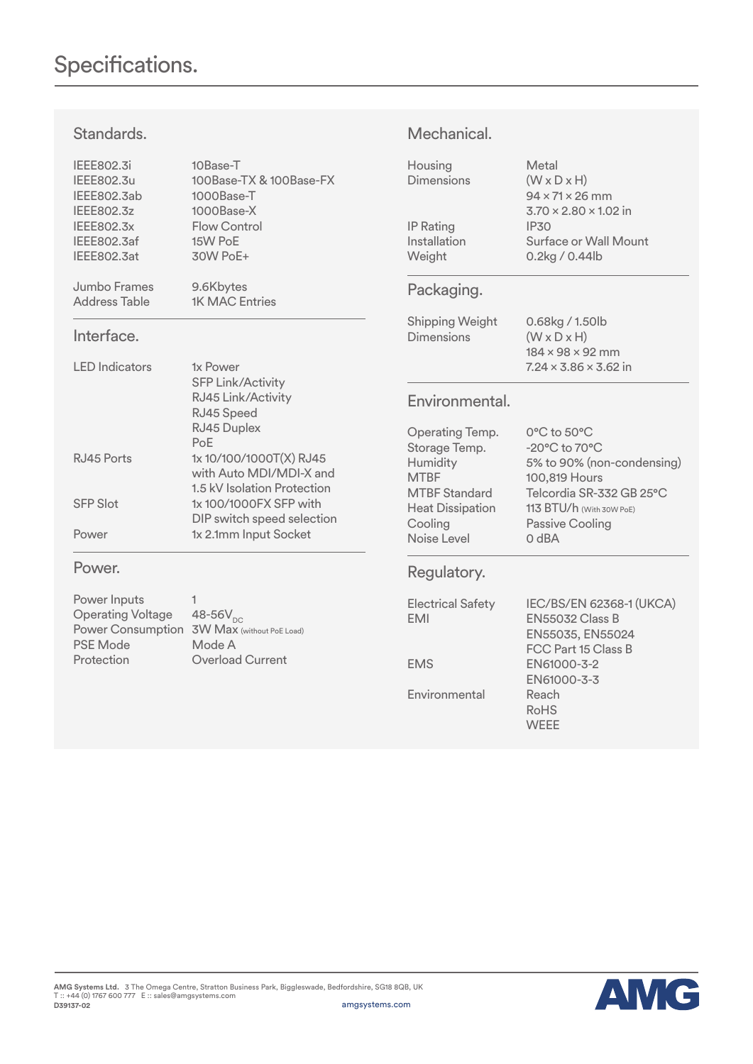# Specifications.

## Standards.

| | |
|---|---|
| IEEE802.3i | 10Base-T |
| IEEE802.3u | 100Base-TX & 100Base-FX |
| IEEE802.3ab | 1000Base-T |
| IEEE802.3z | 1000Base-X |
| IEEE802.3x | Flow Control |
| IEEE802.3af | 15W PoE |
| IEEE802.3at | 30W PoE+ |
| Jumbo Frames | 9.6Kbytes |
| Address Table | 1K MAC Entries |

## Interface.

| | |
|---|---|
| LED Indicators | 1x Power<br>SFP Link/Activity<br>RJ45 Link/Activity<br>RJ45 Speed<br>RJ45 Duplex<br>PoE |
| RJ45 Ports | 1x 10/100/1000T(X) RJ45 with Auto MDI/MDI-X and 1.5 kV Isolation Protection |
| SFP Slot | 1x 100/1000FX SFP with DIP switch speed selection |
| Power | 1x 2.1mm Input Socket |

## Power.

| | |
|---|---|
| Power Inputs | 1 |
| Operating Voltage | 48-56$V_{DC}$ |
| Power Consumption | 3W Max (without PoE Load) |
| PSE Mode | Mode A |
| Protection | Overload Current |

## Mechanical.

| | |
|---|---|
| Housing | Metal |
| Dimensions | (W x D x H)<br>94 × 71 × 26 mm<br>3.70 × 2.80 × 1.02 in |
| IP Rating | IP30 |
| Installation | Surface or Wall Mount |
| Weight | 0.2kg / 0.44lb |

## Packaging.

| | |
|---|---|
| Shipping Weight | 0.68kg / 1.50lb |
| Dimensions | (W x D x H)<br>184 × 98 × 92 mm<br>7.24 × 3.86 × 3.62 in |

## Environmental.

| | |
|---|---|
| Operating Temp. | 0°C to 50°C |
| Storage Temp. | -20°C to 70°C |
| Humidity | 5% to 90% (non-condensing) |
| MTBF | 100,819 Hours |
| MTBF Standard | Telcordia SR-332 GB 25°C |
| Heat Dissipation | 113 BTU/h (With 30W PoE) |
| Cooling | Passive Cooling |
| Noise Level | 0 dBA |

## Regulatory.

| | |
|---|---|
| Electrical Safety | IEC/BS/EN 62368-1 (UKCA) |
| EMI | EN55032 Class B<br>EN55035, EN55024<br>FCC Part 15 Class B |
| EMS | EN61000-3-2<br>EN61000-3-3 |
| Environmental | Reach<br>RoHS<br>WEEE |

**AMG Systems Ltd.** 3 The Omega Centre, Stratton Business Park, Biggleswade, Bedfordshire, SG18 8QB, UK
T :: +44 (0) 1767 600 777 E :: sales@amgsystems.com
**D39137-02**
amgsystems.com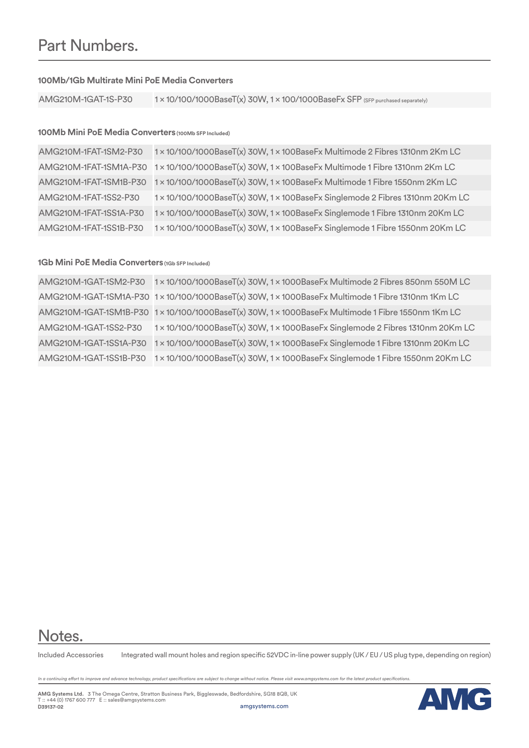# Part Numbers.

### 100Mb/1Gb Multirate Mini PoE Media Converters

| | |
|---|---|
| AMG210M-1GAT-1S-P30 | 1 × 10/100/1000BaseT(x) 30W, 1 × 100/1000BaseFx SFP (SFP purchased separately) |

### 100Mb Mini PoE Media Converters (100Mb SFP Included)

| | |
|---|---|
| AMG210M-1FAT-1SM2-P30 | 1 × 10/100/1000BaseT(x) 30W, 1 × 100BaseFx Multimode 2 Fibres 1310nm 2Km LC |
| AMG210M-1FAT-1SM1A-P30 | 1 × 10/100/1000BaseT(x) 30W, 1 × 100BaseFx Multimode 1 Fibre 1310nm 2Km LC |
| AMG210M-1FAT-1SM1B-P30 | 1 × 10/100/1000BaseT(x) 30W, 1 × 100BaseFx Multimode 1 Fibre 1550nm 2Km LC |
| AMG210M-1FAT-1SS2-P30 | 1 × 10/100/1000BaseT(x) 30W, 1 × 100BaseFx Singlemode 2 Fibres 1310nm 20Km LC |
| AMG210M-1FAT-1SS1A-P30 | 1 × 10/100/1000BaseT(x) 30W, 1 × 100BaseFx Singlemode 1 Fibre 1310nm 20Km LC |
| AMG210M-1FAT-1SS1B-P30 | 1 × 10/100/1000BaseT(x) 30W, 1 × 100BaseFx Singlemode 1 Fibre 1550nm 20Km LC |

### 1Gb Mini PoE Media Converters (1Gb SFP Included)

| | |
|---|---|
| AMG210M-1GAT-1SM2-P30 | 1 × 10/100/1000BaseT(x) 30W, 1 × 1000BaseFx Multimode 2 Fibres 850nm 550M LC |
| AMG210M-1GAT-1SM1A-P30 | 1 × 10/100/1000BaseT(x) 30W, 1 × 1000BaseFx Multimode 1 Fibre 1310nm 1Km LC |
| AMG210M-1GAT-1SM1B-P30 | 1 × 10/100/1000BaseT(x) 30W, 1 × 1000BaseFx Multimode 1 Fibre 1550nm 1Km LC |
| AMG210M-1GAT-1SS2-P30 | 1 × 10/100/1000BaseT(x) 30W, 1 × 1000BaseFx Singlemode 2 Fibres 1310nm 20Km LC |
| AMG210M-1GAT-1SS1A-P30 | 1 × 10/100/1000BaseT(x) 30W, 1 × 1000BaseFx Singlemode 1 Fibre 1310nm 20Km LC |
| AMG210M-1GAT-1SS1B-P30 | 1 × 10/100/1000BaseT(x) 30W, 1 × 1000BaseFx Singlemode 1 Fibre 1550nm 20Km LC |

# Notes.

| | |
|---|---|
| Included Accessories | Integrated wall mount holes and region specific 52VDC in-line power supply (UK / EU / US plug type, depending on region) |

*In a continuing effort to improve and advance technology, product specifications are subject to change without notice. Please visit www.amgsystems.com for the latest product specifications.*

**AMG Systems Ltd.** 3 The Omega Centre, Stratton Business Park, Biggleswade, Bedfordshire, SG18 8QB, UK
T :: +44 (0) 1767 600 777 E :: sales@amgsystems.com
**D39137-02**

amgsystems.com